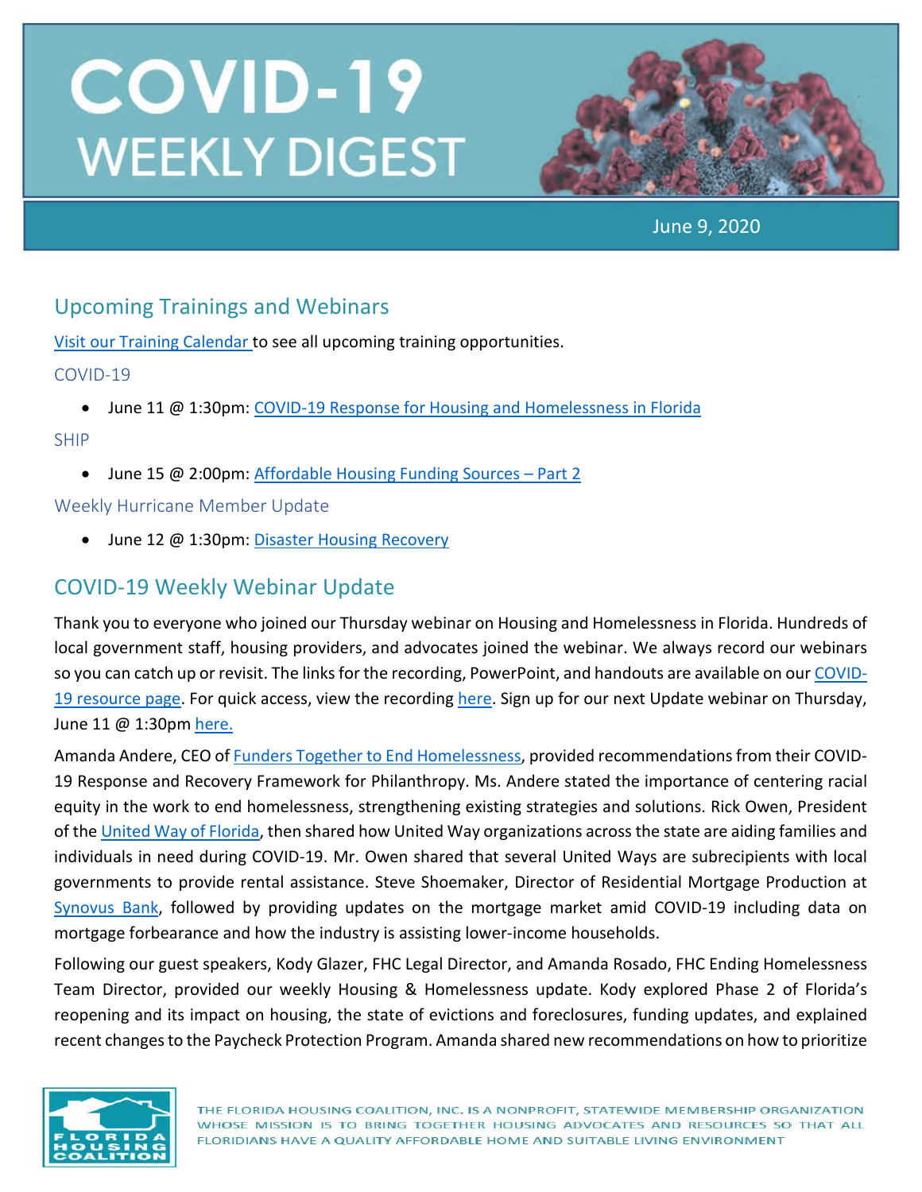# COVID-19 WEEKLY DIGEST

June 9, 2020

## Upcoming Trainings and Webinars

Visit our Training Calendar to see all upcoming training opportunities.

### COVID-19

- June 11 @ 1:30pm: COVID-19 Response for Housing and Homelessness in Florida

### SHIP

- June 15 @ 2:00pm: Affordable Housing Funding Sources – Part 2

### Weekly Hurricane Member Update

- June 12 @ 1:30pm: Disaster Housing Recovery

## COVID-19 Weekly Webinar Update

Thank you to everyone who joined our Thursday webinar on Housing and Homelessness in Florida. Hundreds of local government staff, housing providers, and advocates joined the webinar. We always record our webinars so you can catch up or revisit. The links for the recording, PowerPoint, and handouts are available on our COVID-19 resource page. For quick access, view the recording here. Sign up for our next Update webinar on Thursday, June 11 @ 1:30pm here.

Amanda Andere, CEO of Funders Together to End Homelessness, provided recommendations from their COVID-19 Response and Recovery Framework for Philanthropy. Ms. Andere stated the importance of centering racial equity in the work to end homelessness, strengthening existing strategies and solutions. Rick Owen, President of the United Way of Florida, then shared how United Way organizations across the state are aiding families and individuals in need during COVID-19. Mr. Owen shared that several United Ways are subrecipients with local governments to provide rental assistance. Steve Shoemaker, Director of Residential Mortgage Production at Synovus Bank, followed by providing updates on the mortgage market amid COVID-19 including data on mortgage forbearance and how the industry is assisting lower-income households.

Following our guest speakers, Kody Glazer, FHC Legal Director, and Amanda Rosado, FHC Ending Homelessness Team Director, provided our weekly Housing & Homelessness update. Kody explored Phase 2 of Florida's reopening and its impact on housing, the state of evictions and foreclosures, funding updates, and explained recent changes to the Paycheck Protection Program. Amanda shared new recommendations on how to prioritize

THE FLORIDA HOUSING COALITION, INC. IS A NONPROFIT, STATEWIDE MEMBERSHIP ORGANIZATION WHOSE MISSION IS TO BRING TOGETHER HOUSING ADVOCATES AND RESOURCES SO THAT ALL FLORIDIANS HAVE A QUALITY AFFORDABLE HOME AND SUITABLE LIVING ENVIRONMENT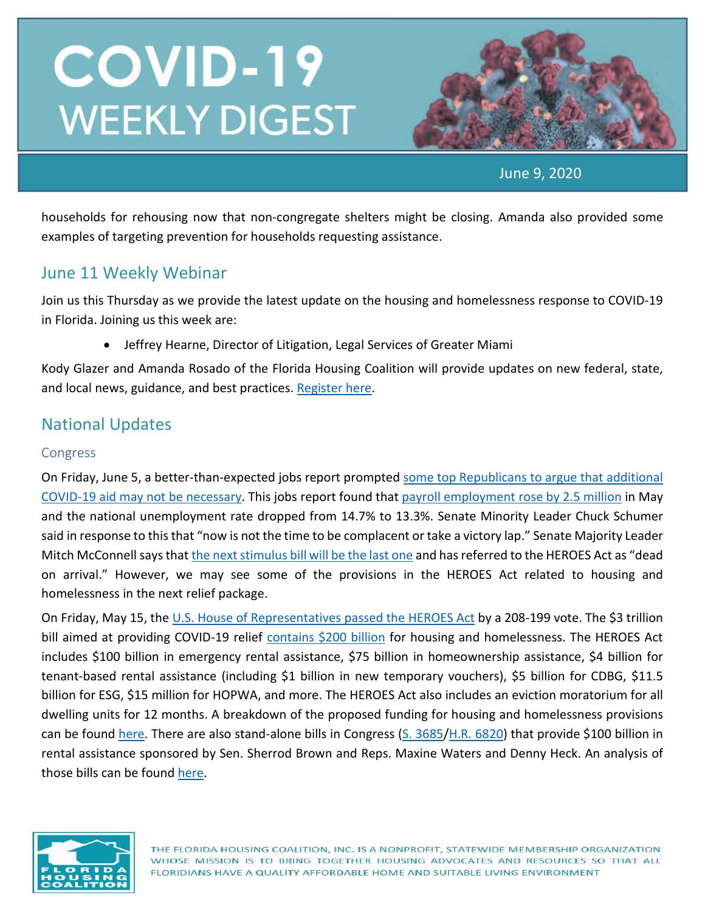households for rehousing now that non-congregate shelters might be closing. Amanda also provided some examples of targeting prevention for households requesting assistance.

## June 11 Weekly Webinar

Join us this Thursday as we provide the latest update on the housing and homelessness response to COVID-19 in Florida. Joining us this week are:

- Jeffrey Hearne, Director of Litigation, Legal Services of Greater Miami

Kody Glazer and Amanda Rosado of the Florida Housing Coalition will provide updates on new federal, state, and local news, guidance, and best practices. Register here.

## National Updates

### Congress

On Friday, June 5, a better-than-expected jobs report prompted some top Republicans to argue that additional COVID-19 aid may not be necessary. This jobs report found that payroll employment rose by 2.5 million in May and the national unemployment rate dropped from 14.7% to 13.3%. Senate Minority Leader Chuck Schumer said in response to this that "now is not the time to be complacent or take a victory lap." Senate Majority Leader Mitch McConnell says that the next stimulus bill will be the last one and has referred to the HEROES Act as "dead on arrival." However, we may see some of the provisions in the HEROES Act related to housing and homelessness in the next relief package.

On Friday, May 15, the U.S. House of Representatives passed the HEROES Act by a 208-199 vote. The $3 trillion bill aimed at providing COVID-19 relief contains $200 billion for housing and homelessness. The HEROES Act includes $100 billion in emergency rental assistance, $75 billion in homeownership assistance, $4 billion for tenant-based rental assistance (including $1 billion in new temporary vouchers), $5 billion for CDBG, $11.5 billion for ESG, $15 million for HOPWA, and more. The HEROES Act also includes an eviction moratorium for all dwelling units for 12 months. A breakdown of the proposed funding for housing and homelessness provisions can be found here. There are also stand-alone bills in Congress (S. 3685/H.R. 6820) that provide $100 billion in rental assistance sponsored by Sen. Sherrod Brown and Reps. Maxine Waters and Denny Heck. An analysis of those bills can be found here.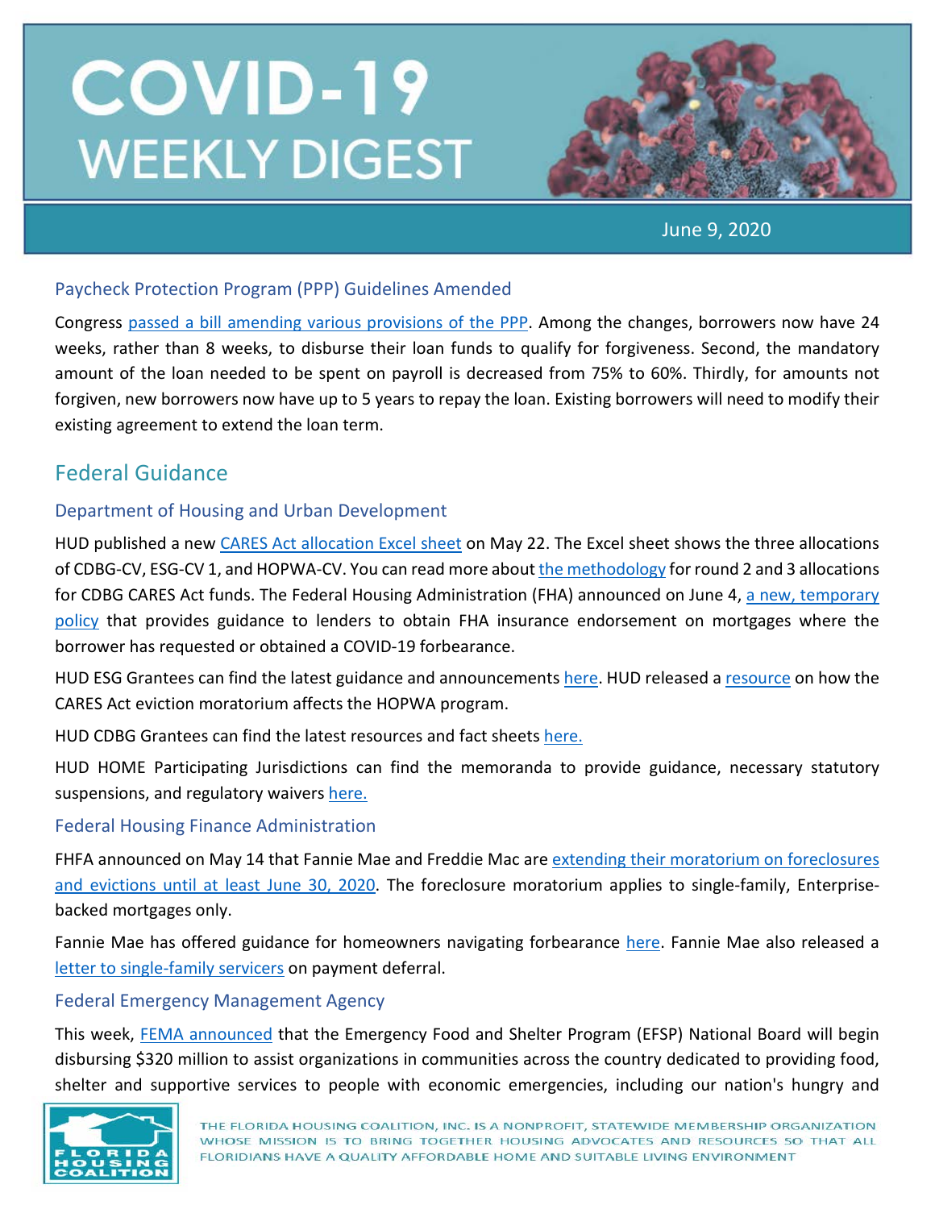# COVID-19 WEEKLY DIGEST

June 9, 2020

### Paycheck Protection Program (PPP) Guidelines Amended

Congress passed a bill amending various provisions of the PPP. Among the changes, borrowers now have 24 weeks, rather than 8 weeks, to disburse their loan funds to qualify for forgiveness. Second, the mandatory amount of the loan needed to be spent on payroll is decreased from 75% to 60%. Thirdly, for amounts not forgiven, new borrowers now have up to 5 years to repay the loan. Existing borrowers will need to modify their existing agreement to extend the loan term.

## Federal Guidance

### Department of Housing and Urban Development

HUD published a new CARES Act allocation Excel sheet on May 22. The Excel sheet shows the three allocations of CDBG-CV, ESG-CV 1, and HOPWA-CV. You can read more about the methodology for round 2 and 3 allocations for CDBG CARES Act funds. The Federal Housing Administration (FHA) announced on June 4, a new, temporary policy that provides guidance to lenders to obtain FHA insurance endorsement on mortgages where the borrower has requested or obtained a COVID-19 forbearance.

HUD ESG Grantees can find the latest guidance and announcements here. HUD released a resource on how the CARES Act eviction moratorium affects the HOPWA program.

HUD CDBG Grantees can find the latest resources and fact sheets here.

HUD HOME Participating Jurisdictions can find the memoranda to provide guidance, necessary statutory suspensions, and regulatory waivers here.

### Federal Housing Finance Administration

FHFA announced on May 14 that Fannie Mae and Freddie Mac are extending their moratorium on foreclosures and evictions until at least June 30, 2020. The foreclosure moratorium applies to single-family, Enterprise-backed mortgages only.

Fannie Mae has offered guidance for homeowners navigating forbearance here. Fannie Mae also released a letter to single-family servicers on payment deferral.

### Federal Emergency Management Agency

This week, FEMA announced that the Emergency Food and Shelter Program (EFSP) National Board will begin disbursing $320 million to assist organizations in communities across the country dedicated to providing food, shelter and supportive services to people with economic emergencies, including our nation's hungry and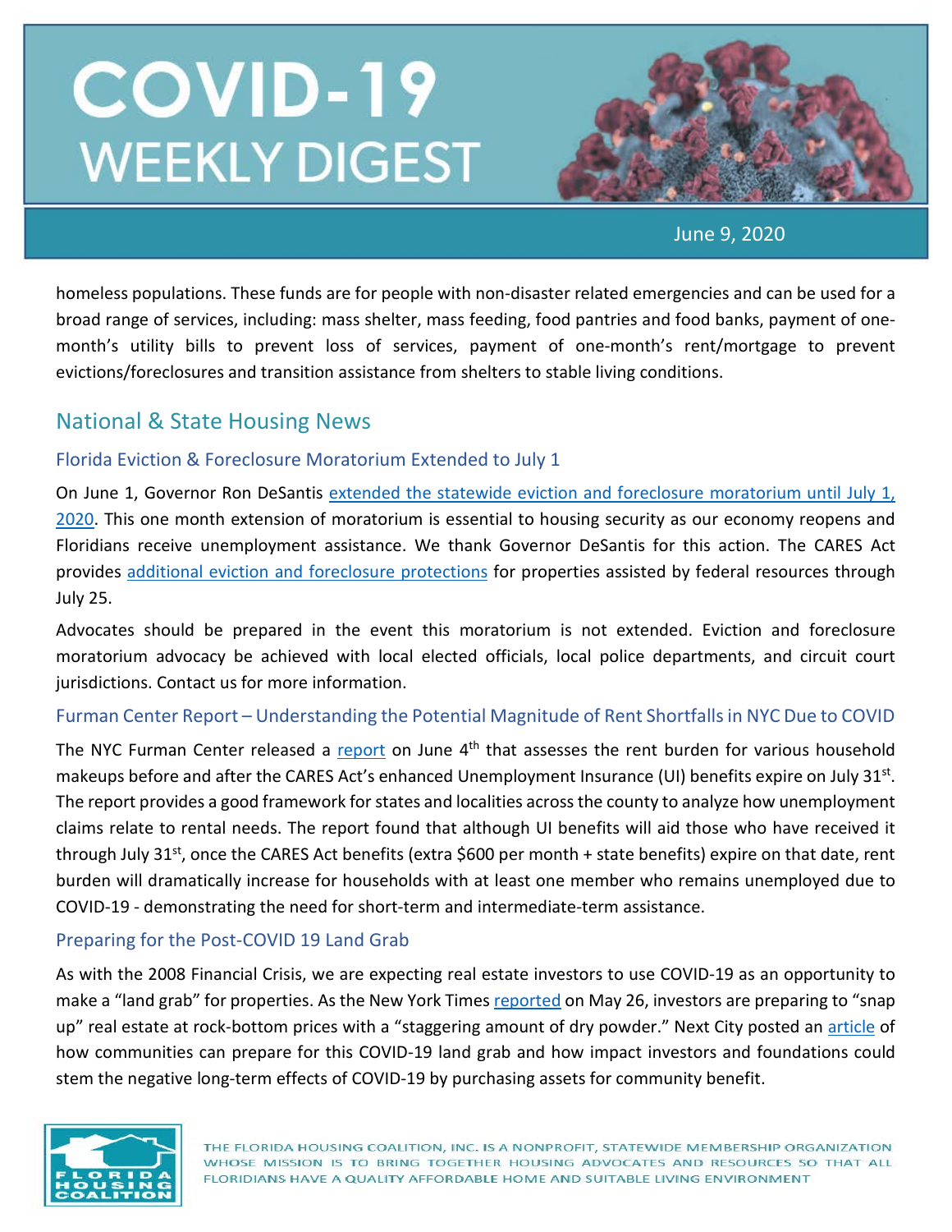homeless populations. These funds are for people with non-disaster related emergencies and can be used for a broad range of services, including: mass shelter, mass feeding, food pantries and food banks, payment of one-month's utility bills to prevent loss of services, payment of one-month's rent/mortgage to prevent evictions/foreclosures and transition assistance from shelters to stable living conditions.

## National & State Housing News

### Florida Eviction & Foreclosure Moratorium Extended to July 1

On June 1, Governor Ron DeSantis extended the statewide eviction and foreclosure moratorium until July 1, 2020. This one month extension of moratorium is essential to housing security as our economy reopens and Floridians receive unemployment assistance. We thank Governor DeSantis for this action. The CARES Act provides additional eviction and foreclosure protections for properties assisted by federal resources through July 25.

Advocates should be prepared in the event this moratorium is not extended. Eviction and foreclosure moratorium advocacy be achieved with local elected officials, local police departments, and circuit court jurisdictions. Contact us for more information.

### Furman Center Report – Understanding the Potential Magnitude of Rent Shortfalls in NYC Due to COVID

The NYC Furman Center released a report on June 4th that assesses the rent burden for various household makeups before and after the CARES Act's enhanced Unemployment Insurance (UI) benefits expire on July 31st. The report provides a good framework for states and localities across the county to analyze how unemployment claims relate to rental needs. The report found that although UI benefits will aid those who have received it through July 31st, once the CARES Act benefits (extra $600 per month + state benefits) expire on that date, rent burden will dramatically increase for households with at least one member who remains unemployed due to COVID-19 - demonstrating the need for short-term and intermediate-term assistance.

### Preparing for the Post-COVID 19 Land Grab

As with the 2008 Financial Crisis, we are expecting real estate investors to use COVID-19 as an opportunity to make a "land grab" for properties. As the New York Times reported on May 26, investors are preparing to "snap up" real estate at rock-bottom prices with a "staggering amount of dry powder." Next City posted an article of how communities can prepare for this COVID-19 land grab and how impact investors and foundations could stem the negative long-term effects of COVID-19 by purchasing assets for community benefit.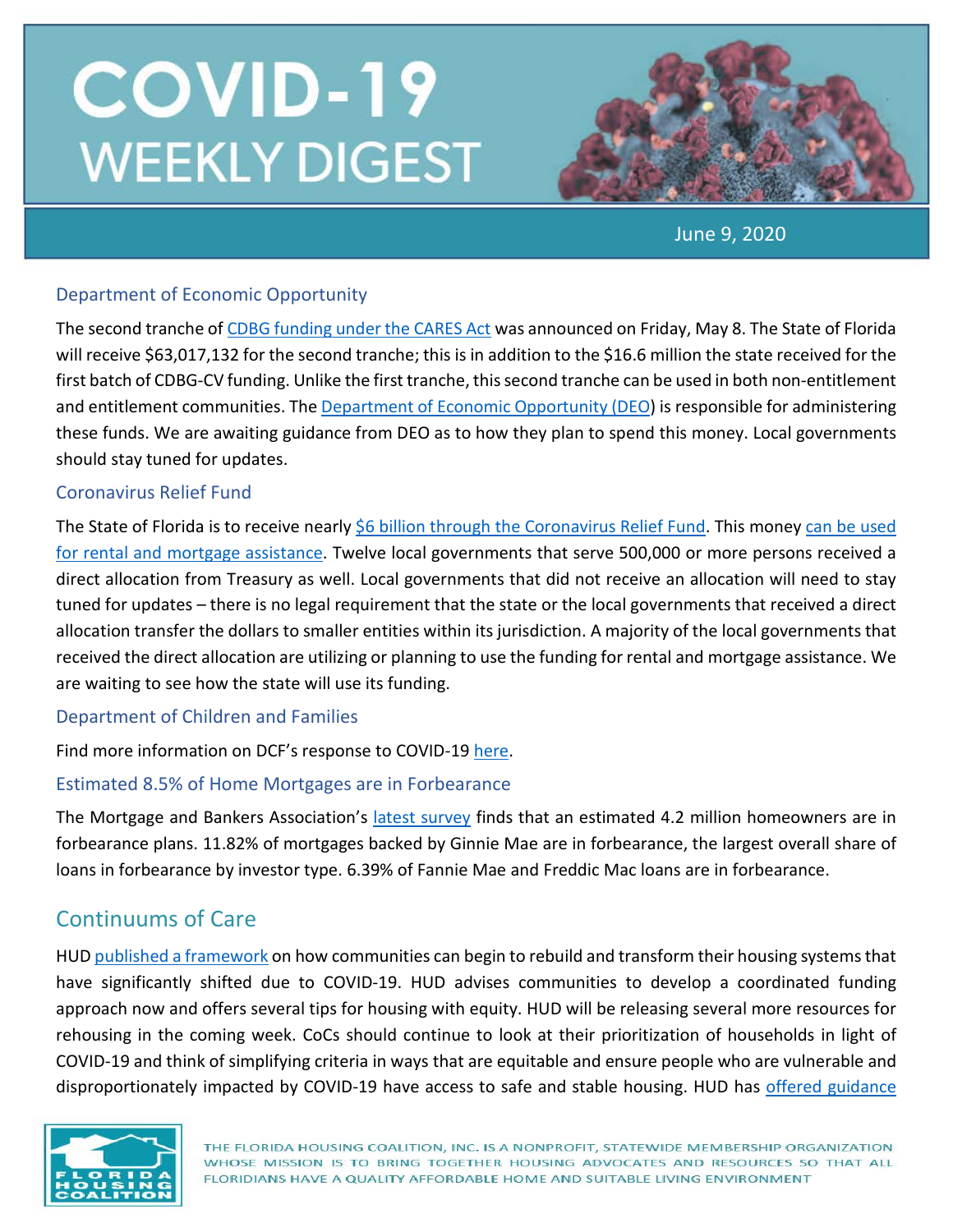# COVID-19 WEEKLY DIGEST

June 9, 2020

### Department of Economic Opportunity

The second tranche of CDBG funding under the CARES Act was announced on Friday, May 8. The State of Florida will receive $63,017,132 for the second tranche; this is in addition to the $16.6 million the state received for the first batch of CDBG-CV funding. Unlike the first tranche, this second tranche can be used in both non-entitlement and entitlement communities. The Department of Economic Opportunity (DEO) is responsible for administering these funds. We are awaiting guidance from DEO as to how they plan to spend this money. Local governments should stay tuned for updates.

### Coronavirus Relief Fund

The State of Florida is to receive nearly $6 billion through the Coronavirus Relief Fund. This money can be used for rental and mortgage assistance. Twelve local governments that serve 500,000 or more persons received a direct allocation from Treasury as well. Local governments that did not receive an allocation will need to stay tuned for updates – there is no legal requirement that the state or the local governments that received a direct allocation transfer the dollars to smaller entities within its jurisdiction. A majority of the local governments that received the direct allocation are utilizing or planning to use the funding for rental and mortgage assistance. We are waiting to see how the state will use its funding.

### Department of Children and Families

Find more information on DCF's response to COVID-19 here.

### Estimated 8.5% of Home Mortgages are in Forbearance

The Mortgage and Bankers Association's latest survey finds that an estimated 4.2 million homeowners are in forbearance plans. 11.82% of mortgages backed by Ginnie Mae are in forbearance, the largest overall share of loans in forbearance by investor type. 6.39% of Fannie Mae and Freddic Mac loans are in forbearance.

## Continuums of Care

HUD published a framework on how communities can begin to rebuild and transform their housing systems that have significantly shifted due to COVID-19. HUD advises communities to develop a coordinated funding approach now and offers several tips for housing with equity. HUD will be releasing several more resources for rehousing in the coming week. CoCs should continue to look at their prioritization of households in light of COVID-19 and think of simplifying criteria in ways that are equitable and ensure people who are vulnerable and disproportionately impacted by COVID-19 have access to safe and stable housing. HUD has offered guidance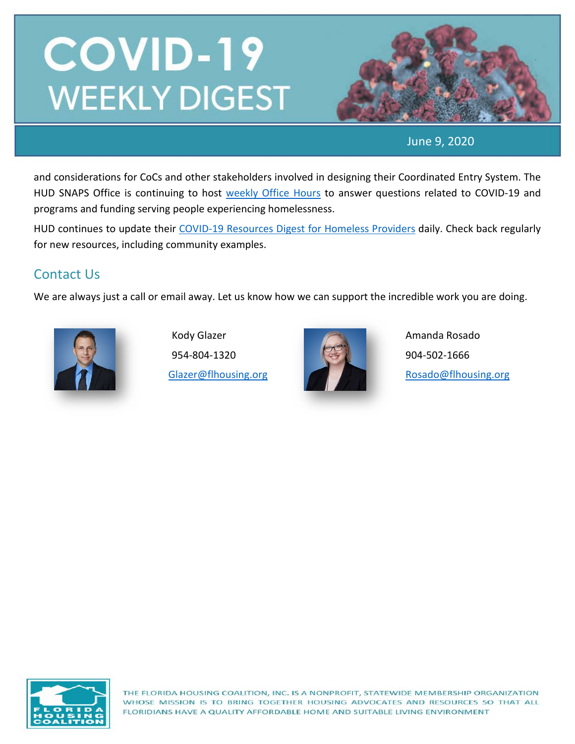and considerations for CoCs and other stakeholders involved in designing their Coordinated Entry System. The HUD SNAPS Office is continuing to host weekly Office Hours to answer questions related to COVID-19 and programs and funding serving people experiencing homelessness.

HUD continues to update their COVID-19 Resources Digest for Homeless Providers daily. Check back regularly for new resources, including community examples.

## Contact Us

We are always just a call or email away. Let us know how we can support the incredible work you are doing.

Kody Glazer
954-804-1320
Glazer@flhousing.org

Amanda Rosado
904-502-1666
Rosado@flhousing.org

THE FLORIDA HOUSING COALITION, INC. IS A NONPROFIT, STATEWIDE MEMBERSHIP ORGANIZATION WHOSE MISSION IS TO BRING TOGETHER HOUSING ADVOCATES AND RESOURCES SO THAT ALL FLORIDIANS HAVE A QUALITY AFFORDABLE HOME AND SUITABLE LIVING ENVIRONMENT